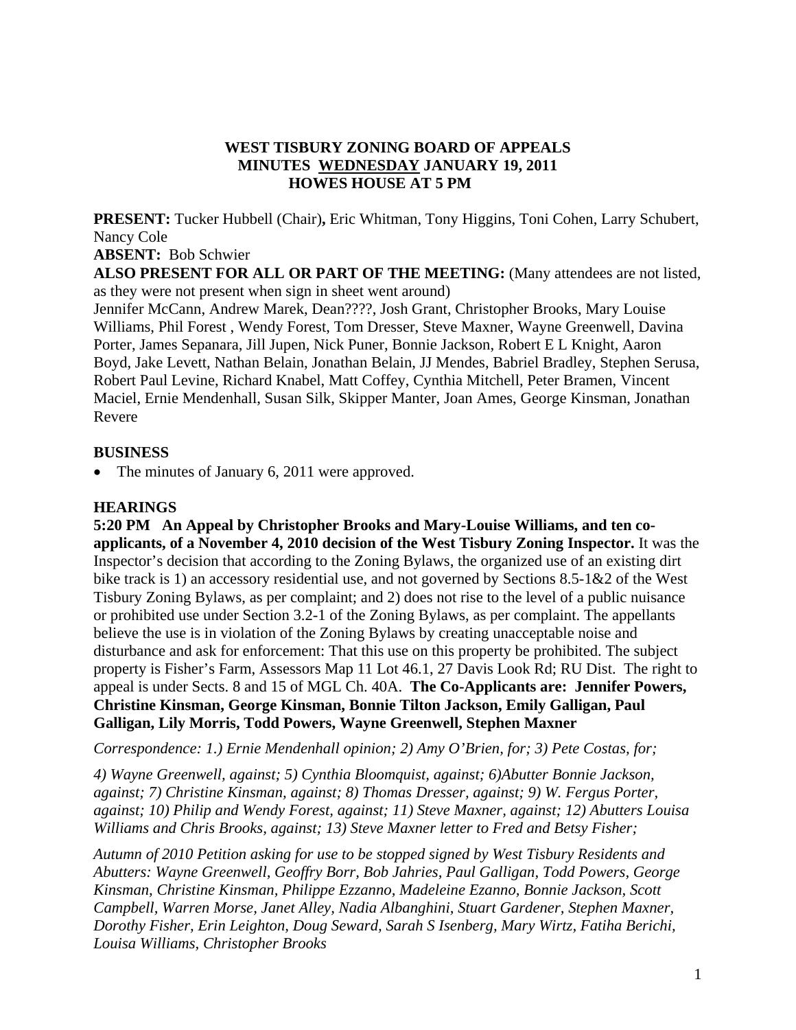**WEST TISBURY ZONING BOARD OF APPEALS**
**MINUTES WEDNESDAY JANUARY 19, 2011**
**HOWES HOUSE AT 5 PM**

**PRESENT:** Tucker Hubbell (Chair)**,** Eric Whitman, Tony Higgins, Toni Cohen, Larry Schubert, Nancy Cole

**ABSENT:** Bob Schwier

**ALSO PRESENT FOR ALL OR PART OF THE MEETING:** (Many attendees are not listed, as they were not present when sign in sheet went around)

Jennifer McCann, Andrew Marek, Dean????, Josh Grant, Christopher Brooks, Mary Louise Williams, Phil Forest , Wendy Forest, Tom Dresser, Steve Maxner, Wayne Greenwell, Davina Porter, James Sepanara, Jill Jupen, Nick Puner, Bonnie Jackson, Robert E L Knight, Aaron Boyd, Jake Levett, Nathan Belain, Jonathan Belain, JJ Mendes, Babriel Bradley, Stephen Serusa, Robert Paul Levine, Richard Knabel, Matt Coffey, Cynthia Mitchell, Peter Bramen, Vincent Maciel, Ernie Mendenhall, Susan Silk, Skipper Manter, Joan Ames, George Kinsman, Jonathan Revere

**BUSINESS**

- The minutes of January 6, 2011 were approved.

**HEARINGS**

**5:20 PM An Appeal by Christopher Brooks and Mary-Louise Williams, and ten co-applicants, of a November 4, 2010 decision of the West Tisbury Zoning Inspector.** It was the Inspector's decision that according to the Zoning Bylaws, the organized use of an existing dirt bike track is 1) an accessory residential use, and not governed by Sections 8.5-1&2 of the West Tisbury Zoning Bylaws, as per complaint; and 2) does not rise to the level of a public nuisance or prohibited use under Section 3.2-1 of the Zoning Bylaws, as per complaint. The appellants believe the use is in violation of the Zoning Bylaws by creating unacceptable noise and disturbance and ask for enforcement: That this use on this property be prohibited. The subject property is Fisher's Farm, Assessors Map 11 Lot 46.1, 27 Davis Look Rd; RU Dist. The right to appeal is under Sects. 8 and 15 of MGL Ch. 40A. **The Co-Applicants are: Jennifer Powers, Christine Kinsman, George Kinsman, Bonnie Tilton Jackson, Emily Galligan, Paul Galligan, Lily Morris, Todd Powers, Wayne Greenwell, Stephen Maxner**

*Correspondence: 1.) Ernie Mendenhall opinion; 2) Amy O'Brien, for; 3) Pete Costas, for;*

*4) Wayne Greenwell, against; 5) Cynthia Bloomquist, against; 6)Abutter Bonnie Jackson, against; 7) Christine Kinsman, against; 8) Thomas Dresser, against; 9) W. Fergus Porter, against; 10) Philip and Wendy Forest, against; 11) Steve Maxner, against; 12) Abutters Louisa Williams and Chris Brooks, against; 13) Steve Maxner letter to Fred and Betsy Fisher;*

*Autumn of 2010 Petition asking for use to be stopped signed by West Tisbury Residents and Abutters: Wayne Greenwell, Geoffry Borr, Bob Jahries, Paul Galligan, Todd Powers, George Kinsman, Christine Kinsman, Philippe Ezzanno, Madeleine Ezanno, Bonnie Jackson, Scott Campbell, Warren Morse, Janet Alley, Nadia Albanghini, Stuart Gardener, Stephen Maxner, Dorothy Fisher, Erin Leighton, Doug Seward, Sarah S Isenberg, Mary Wirtz, Fatiha Berichi, Louisa Williams, Christopher Brooks*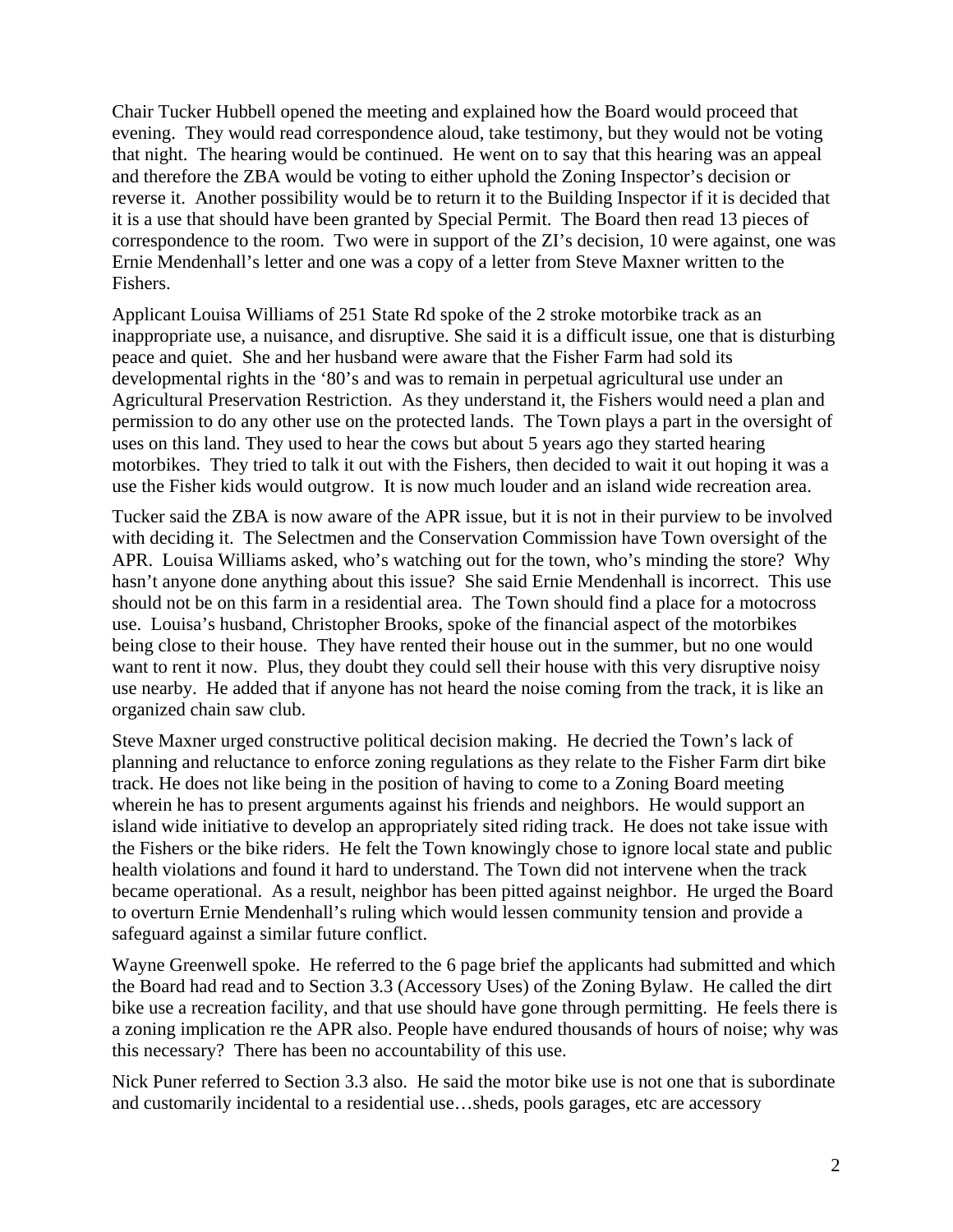Chair Tucker Hubbell opened the meeting and explained how the Board would proceed that evening. They would read correspondence aloud, take testimony, but they would not be voting that night. The hearing would be continued. He went on to say that this hearing was an appeal and therefore the ZBA would be voting to either uphold the Zoning Inspector's decision or reverse it. Another possibility would be to return it to the Building Inspector if it is decided that it is a use that should have been granted by Special Permit. The Board then read 13 pieces of correspondence to the room. Two were in support of the ZI's decision, 10 were against, one was Ernie Mendenhall's letter and one was a copy of a letter from Steve Maxner written to the Fishers.

Applicant Louisa Williams of 251 State Rd spoke of the 2 stroke motorbike track as an inappropriate use, a nuisance, and disruptive. She said it is a difficult issue, one that is disturbing peace and quiet. She and her husband were aware that the Fisher Farm had sold its developmental rights in the '80's and was to remain in perpetual agricultural use under an Agricultural Preservation Restriction. As they understand it, the Fishers would need a plan and permission to do any other use on the protected lands. The Town plays a part in the oversight of uses on this land. They used to hear the cows but about 5 years ago they started hearing motorbikes. They tried to talk it out with the Fishers, then decided to wait it out hoping it was a use the Fisher kids would outgrow. It is now much louder and an island wide recreation area.

Tucker said the ZBA is now aware of the APR issue, but it is not in their purview to be involved with deciding it. The Selectmen and the Conservation Commission have Town oversight of the APR. Louisa Williams asked, who's watching out for the town, who's minding the store? Why hasn't anyone done anything about this issue? She said Ernie Mendenhall is incorrect. This use should not be on this farm in a residential area. The Town should find a place for a motocross use. Louisa's husband, Christopher Brooks, spoke of the financial aspect of the motorbikes being close to their house. They have rented their house out in the summer, but no one would want to rent it now. Plus, they doubt they could sell their house with this very disruptive noisy use nearby. He added that if anyone has not heard the noise coming from the track, it is like an organized chain saw club.

Steve Maxner urged constructive political decision making. He decried the Town's lack of planning and reluctance to enforce zoning regulations as they relate to the Fisher Farm dirt bike track. He does not like being in the position of having to come to a Zoning Board meeting wherein he has to present arguments against his friends and neighbors. He would support an island wide initiative to develop an appropriately sited riding track. He does not take issue with the Fishers or the bike riders. He felt the Town knowingly chose to ignore local state and public health violations and found it hard to understand. The Town did not intervene when the track became operational. As a result, neighbor has been pitted against neighbor. He urged the Board to overturn Ernie Mendenhall's ruling which would lessen community tension and provide a safeguard against a similar future conflict.

Wayne Greenwell spoke. He referred to the 6 page brief the applicants had submitted and which the Board had read and to Section 3.3 (Accessory Uses) of the Zoning Bylaw. He called the dirt bike use a recreation facility, and that use should have gone through permitting. He feels there is a zoning implication re the APR also. People have endured thousands of hours of noise; why was this necessary? There has been no accountability of this use.

Nick Puner referred to Section 3.3 also. He said the motor bike use is not one that is subordinate and customarily incidental to a residential use…sheds, pools garages, etc are accessory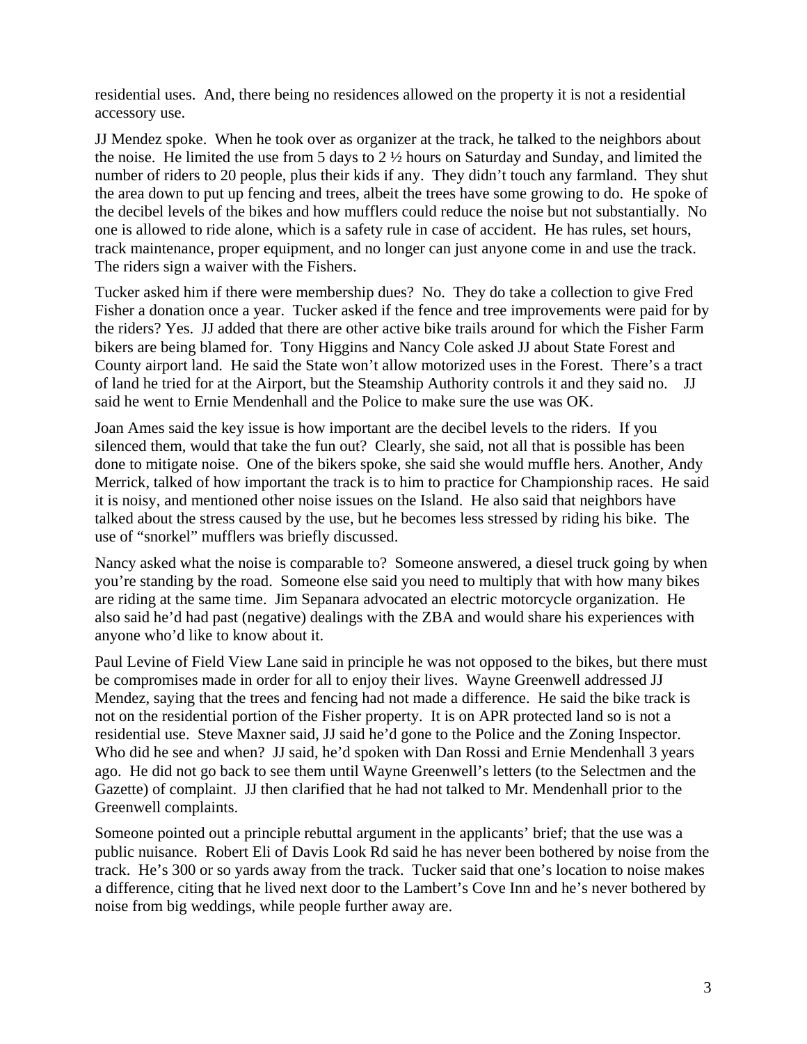residential uses. And, there being no residences allowed on the property it is not a residential accessory use.

JJ Mendez spoke. When he took over as organizer at the track, he talked to the neighbors about the noise. He limited the use from 5 days to 2 ½ hours on Saturday and Sunday, and limited the number of riders to 20 people, plus their kids if any. They didn't touch any farmland. They shut the area down to put up fencing and trees, albeit the trees have some growing to do. He spoke of the decibel levels of the bikes and how mufflers could reduce the noise but not substantially. No one is allowed to ride alone, which is a safety rule in case of accident. He has rules, set hours, track maintenance, proper equipment, and no longer can just anyone come in and use the track. The riders sign a waiver with the Fishers.

Tucker asked him if there were membership dues? No. They do take a collection to give Fred Fisher a donation once a year. Tucker asked if the fence and tree improvements were paid for by the riders? Yes. JJ added that there are other active bike trails around for which the Fisher Farm bikers are being blamed for. Tony Higgins and Nancy Cole asked JJ about State Forest and County airport land. He said the State won't allow motorized uses in the Forest. There's a tract of land he tried for at the Airport, but the Steamship Authority controls it and they said no. JJ said he went to Ernie Mendenhall and the Police to make sure the use was OK.

Joan Ames said the key issue is how important are the decibel levels to the riders. If you silenced them, would that take the fun out? Clearly, she said, not all that is possible has been done to mitigate noise. One of the bikers spoke, she said she would muffle hers. Another, Andy Merrick, talked of how important the track is to him to practice for Championship races. He said it is noisy, and mentioned other noise issues on the Island. He also said that neighbors have talked about the stress caused by the use, but he becomes less stressed by riding his bike. The use of "snorkel" mufflers was briefly discussed.

Nancy asked what the noise is comparable to? Someone answered, a diesel truck going by when you're standing by the road. Someone else said you need to multiply that with how many bikes are riding at the same time. Jim Sepanara advocated an electric motorcycle organization. He also said he'd had past (negative) dealings with the ZBA and would share his experiences with anyone who'd like to know about it.

Paul Levine of Field View Lane said in principle he was not opposed to the bikes, but there must be compromises made in order for all to enjoy their lives. Wayne Greenwell addressed JJ Mendez, saying that the trees and fencing had not made a difference. He said the bike track is not on the residential portion of the Fisher property. It is on APR protected land so is not a residential use. Steve Maxner said, JJ said he'd gone to the Police and the Zoning Inspector. Who did he see and when? JJ said, he'd spoken with Dan Rossi and Ernie Mendenhall 3 years ago. He did not go back to see them until Wayne Greenwell's letters (to the Selectmen and the Gazette) of complaint. JJ then clarified that he had not talked to Mr. Mendenhall prior to the Greenwell complaints.

Someone pointed out a principle rebuttal argument in the applicants' brief; that the use was a public nuisance. Robert Eli of Davis Look Rd said he has never been bothered by noise from the track. He's 300 or so yards away from the track. Tucker said that one's location to noise makes a difference, citing that he lived next door to the Lambert's Cove Inn and he's never bothered by noise from big weddings, while people further away are.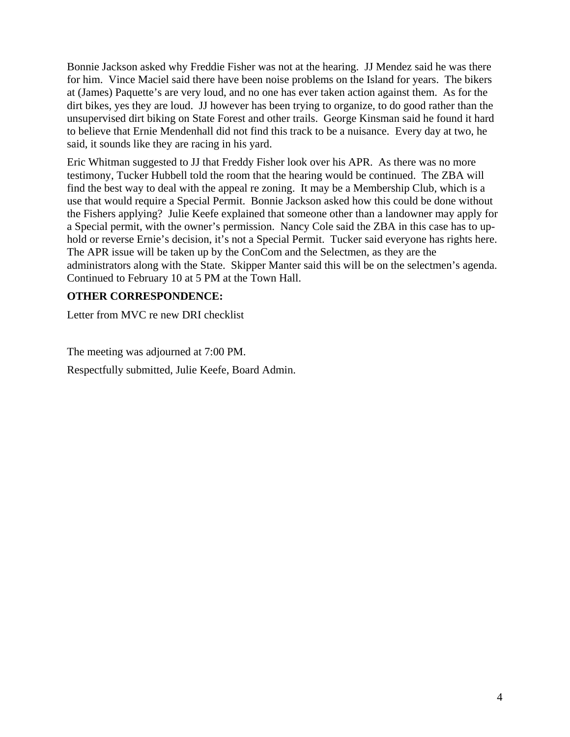Bonnie Jackson asked why Freddie Fisher was not at the hearing. JJ Mendez said he was there for him. Vince Maciel said there have been noise problems on the Island for years. The bikers at (James) Paquette's are very loud, and no one has ever taken action against them. As for the dirt bikes, yes they are loud. JJ however has been trying to organize, to do good rather than the unsupervised dirt biking on State Forest and other trails. George Kinsman said he found it hard to believe that Ernie Mendenhall did not find this track to be a nuisance. Every day at two, he said, it sounds like they are racing in his yard.

Eric Whitman suggested to JJ that Freddy Fisher look over his APR. As there was no more testimony, Tucker Hubbell told the room that the hearing would be continued. The ZBA will find the best way to deal with the appeal re zoning. It may be a Membership Club, which is a use that would require a Special Permit. Bonnie Jackson asked how this could be done without the Fishers applying? Julie Keefe explained that someone other than a landowner may apply for a Special permit, with the owner's permission. Nancy Cole said the ZBA in this case has to up-hold or reverse Ernie's decision, it's not a Special Permit. Tucker said everyone has rights here. The APR issue will be taken up by the ConCom and the Selectmen, as they are the administrators along with the State. Skipper Manter said this will be on the selectmen's agenda. Continued to February 10 at 5 PM at the Town Hall.

**OTHER CORRESPONDENCE:**

Letter from MVC re new DRI checklist

The meeting was adjourned at 7:00 PM.

Respectfully submitted, Julie Keefe, Board Admin.